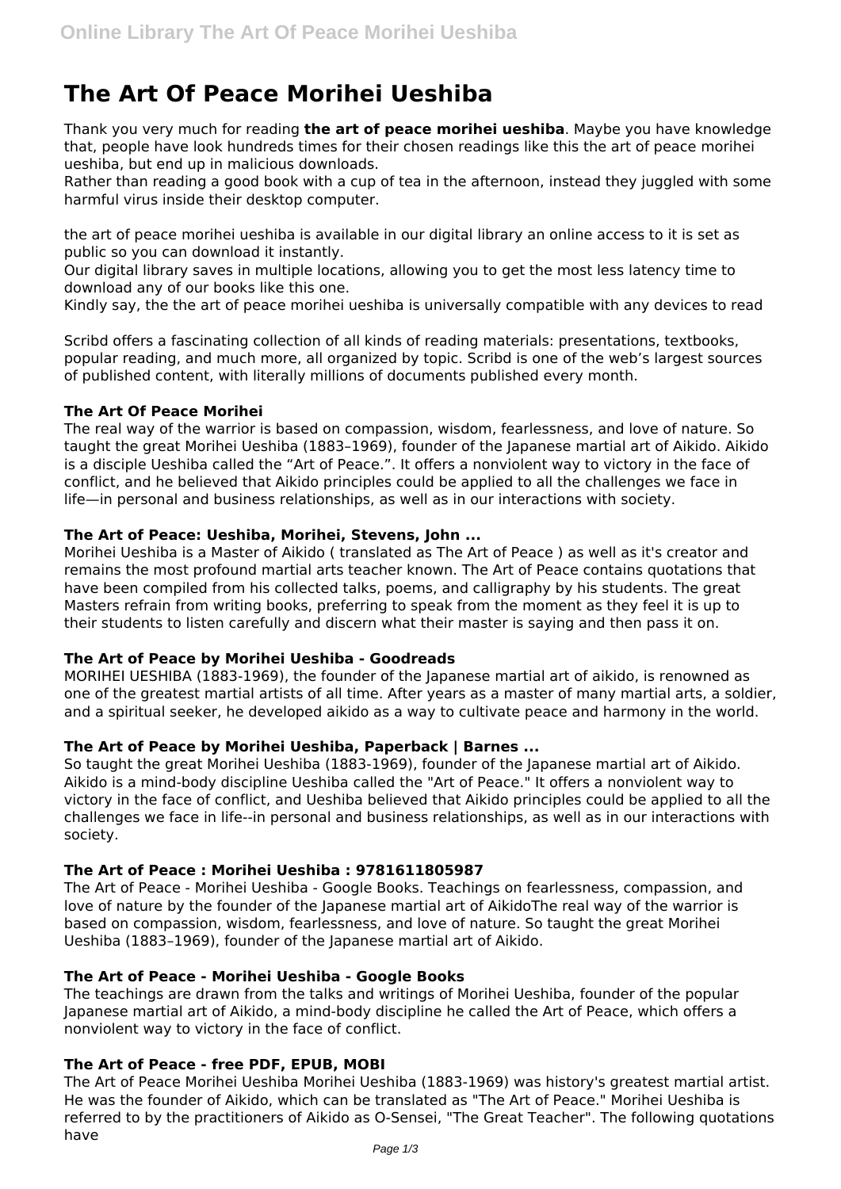# The Art Of Peace Morihei Ueshiba

Thank you very much for reading **the art of peace morihei ueshiba**. Maybe you have knowledge that, people have look hundreds times for their chosen readings like this the art of peace morihei ueshiba, but end up in malicious downloads.

Rather than reading a good book with a cup of tea in the afternoon, instead they juggled with some harmful virus inside their desktop computer.

the art of peace morihei ueshiba is available in our digital library an online access to it is set as public so you can download it instantly.

Our digital library saves in multiple locations, allowing you to get the most less latency time to download any of our books like this one.

Kindly say, the the art of peace morihei ueshiba is universally compatible with any devices to read

Scribd offers a fascinating collection of all kinds of reading materials: presentations, textbooks, popular reading, and much more, all organized by topic. Scribd is one of the web's largest sources of published content, with literally millions of documents published every month.

### The Art Of Peace Morihei

The real way of the warrior is based on compassion, wisdom, fearlessness, and love of nature. So taught the great Morihei Ueshiba (1883–1969), founder of the Japanese martial art of Aikido. Aikido is a disciple Ueshiba called the "Art of Peace.". It offers a nonviolent way to victory in the face of conflict, and he believed that Aikido principles could be applied to all the challenges we face in life—in personal and business relationships, as well as in our interactions with society.

### The Art of Peace: Ueshiba, Morihei, Stevens, John ...

Morihei Ueshiba is a Master of Aikido ( translated as The Art of Peace ) as well as it's creator and remains the most profound martial arts teacher known. The Art of Peace contains quotations that have been compiled from his collected talks, poems, and calligraphy by his students. The great Masters refrain from writing books, preferring to speak from the moment as they feel it is up to their students to listen carefully and discern what their master is saying and then pass it on.

### The Art of Peace by Morihei Ueshiba - Goodreads

MORIHEI UESHIBA (1883-1969), the founder of the Japanese martial art of aikido, is renowned as one of the greatest martial artists of all time. After years as a master of many martial arts, a soldier, and a spiritual seeker, he developed aikido as a way to cultivate peace and harmony in the world.

### The Art of Peace by Morihei Ueshiba, Paperback | Barnes ...

So taught the great Morihei Ueshiba (1883-1969), founder of the Japanese martial art of Aikido. Aikido is a mind-body discipline Ueshiba called the "Art of Peace." It offers a nonviolent way to victory in the face of conflict, and Ueshiba believed that Aikido principles could be applied to all the challenges we face in life--in personal and business relationships, as well as in our interactions with society.

### The Art of Peace : Morihei Ueshiba : 9781611805987

The Art of Peace - Morihei Ueshiba - Google Books. Teachings on fearlessness, compassion, and love of nature by the founder of the Japanese martial art of AikidoThe real way of the warrior is based on compassion, wisdom, fearlessness, and love of nature. So taught the great Morihei Ueshiba (1883–1969), founder of the Japanese martial art of Aikido.

### The Art of Peace - Morihei Ueshiba - Google Books

The teachings are drawn from the talks and writings of Morihei Ueshiba, founder of the popular Japanese martial art of Aikido, a mind-body discipline he called the Art of Peace, which offers a nonviolent way to victory in the face of conflict.

### The Art of Peace - free PDF, EPUB, MOBI

The Art of Peace Morihei Ueshiba Morihei Ueshiba (1883-1969) was history's greatest martial artist. He was the founder of Aikido, which can be translated as "The Art of Peace." Morihei Ueshiba is referred to by the practitioners of Aikido as O-Sensei, "The Great Teacher". The following quotations have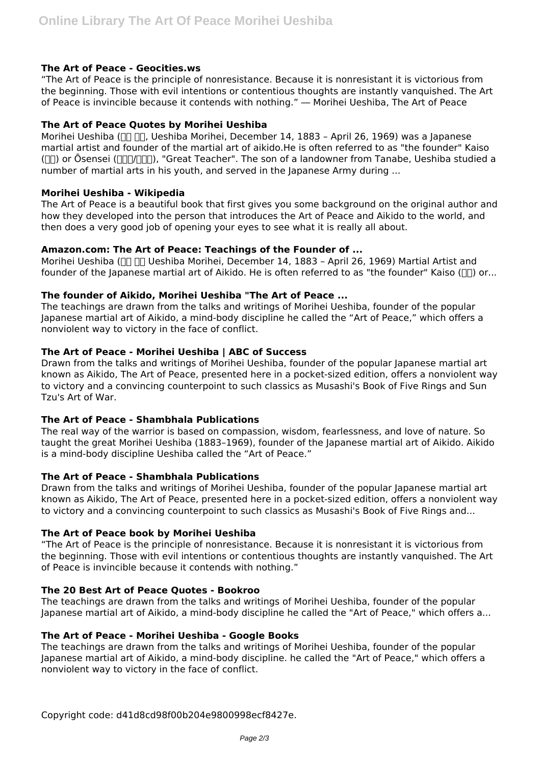### The Art of Peace - Geocities.ws

"The Art of Peace is the principle of nonresistance. Because it is nonresistant it is victorious from the beginning. Those with evil intentions or contentious thoughts are instantly vanquished. The Art of Peace is invincible because it contends with nothing." ― Morihei Ueshiba, The Art of Peace

### The Art of Peace Quotes by Morihei Ueshiba

Morihei Ueshiba (植芝 盛平, Ueshiba Morihei, December 14, 1883 – April 26, 1969) was a Japanese martial artist and founder of the martial art of aikido.He is often referred to as "the founder" Kaiso (開祖) or Ōsensei (大先生/翁先生), "Great Teacher". The son of a landowner from Tanabe, Ueshiba studied a number of martial arts in his youth, and served in the Japanese Army during ...

### Morihei Ueshiba - Wikipedia

The Art of Peace is a beautiful book that first gives you some background on the original author and how they developed into the person that introduces the Art of Peace and Aikido to the world, and then does a very good job of opening your eyes to see what it is really all about.

### Amazon.com: The Art of Peace: Teachings of the Founder of ...

Morihei Ueshiba (植芝 盛平 Ueshiba Morihei, December 14, 1883 – April 26, 1969) Martial Artist and founder of the Japanese martial art of Aikido. He is often referred to as "the founder" Kaiso (開祖) or...

### The founder of Aikido, Morihei Ueshiba "The Art of Peace ...

The teachings are drawn from the talks and writings of Morihei Ueshiba, founder of the popular Japanese martial art of Aikido, a mind-body discipline he called the "Art of Peace," which offers a nonviolent way to victory in the face of conflict.

### The Art of Peace - Morihei Ueshiba | ABC of Success

Drawn from the talks and writings of Morihei Ueshiba, founder of the popular Japanese martial art known as Aikido, The Art of Peace, presented here in a pocket-sized edition, offers a nonviolent way to victory and a convincing counterpoint to such classics as Musashi's Book of Five Rings and Sun Tzu's Art of War.

### The Art of Peace - Shambhala Publications

The real way of the warrior is based on compassion, wisdom, fearlessness, and love of nature. So taught the great Morihei Ueshiba (1883–1969), founder of the Japanese martial art of Aikido. Aikido is a mind-body discipline Ueshiba called the "Art of Peace."

### The Art of Peace - Shambhala Publications

Drawn from the talks and writings of Morihei Ueshiba, founder of the popular Japanese martial art known as Aikido, The Art of Peace, presented here in a pocket-sized edition, offers a nonviolent way to victory and a convincing counterpoint to such classics as Musashi's Book of Five Rings and...

### The Art of Peace book by Morihei Ueshiba

"The Art of Peace is the principle of nonresistance. Because it is nonresistant it is victorious from the beginning. Those with evil intentions or contentious thoughts are instantly vanquished. The Art of Peace is invincible because it contends with nothing."

### The 20 Best Art of Peace Quotes - Bookroo

The teachings are drawn from the talks and writings of Morihei Ueshiba, founder of the popular Japanese martial art of Aikido, a mind-body discipline he called the "Art of Peace," which offers a...

### The Art of Peace - Morihei Ueshiba - Google Books

The teachings are drawn from the talks and writings of Morihei Ueshiba, founder of the popular Japanese martial art of Aikido, a mind-body discipline. he called the "Art of Peace," which offers a nonviolent way to victory in the face of conflict.

Copyright code: d41d8cd98f00b204e9800998ecf8427e.